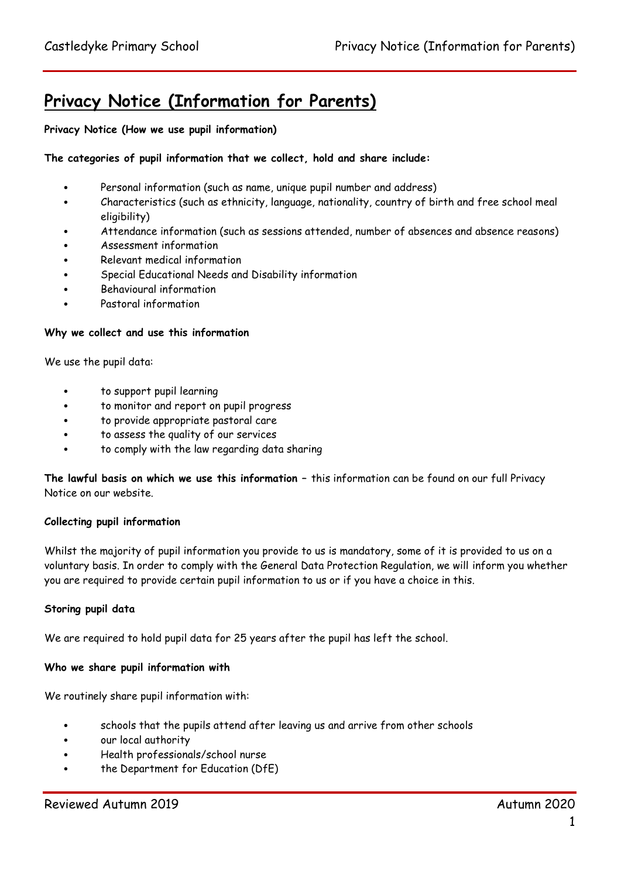# Privacy Notice (Information for Parents)

**Privacy Notice (How we use pupil information)**

**The categories of pupil information that we collect, hold and share include:**

- Personal information (such as name, unique pupil number and address)
- Characteristics (such as ethnicity, language, nationality, country of birth and free school meal eligibility)
- Attendance information (such as sessions attended, number of absences and absence reasons)
- Assessment information
- Relevant medical information
- Special Educational Needs and Disability information
- Behavioural information
- Pastoral information

**Why we collect and use this information**

We use the pupil data:

- to support pupil learning
- to monitor and report on pupil progress
- to provide appropriate pastoral care
- to assess the quality of our services
- to comply with the law regarding data sharing

**The lawful basis on which we use this information** – this information can be found on our full Privacy Notice on our website.

**Collecting pupil information**

Whilst the majority of pupil information you provide to us is mandatory, some of it is provided to us on a voluntary basis. In order to comply with the General Data Protection Regulation, we will inform you whether you are required to provide certain pupil information to us or if you have a choice in this.

**Storing pupil data**

We are required to hold pupil data for 25 years after the pupil has left the school.

**Who we share pupil information with**

We routinely share pupil information with:

- schools that the pupils attend after leaving us and arrive from other schools
- our local authority
- Health professionals/school nurse
- the Department for Education (DfE)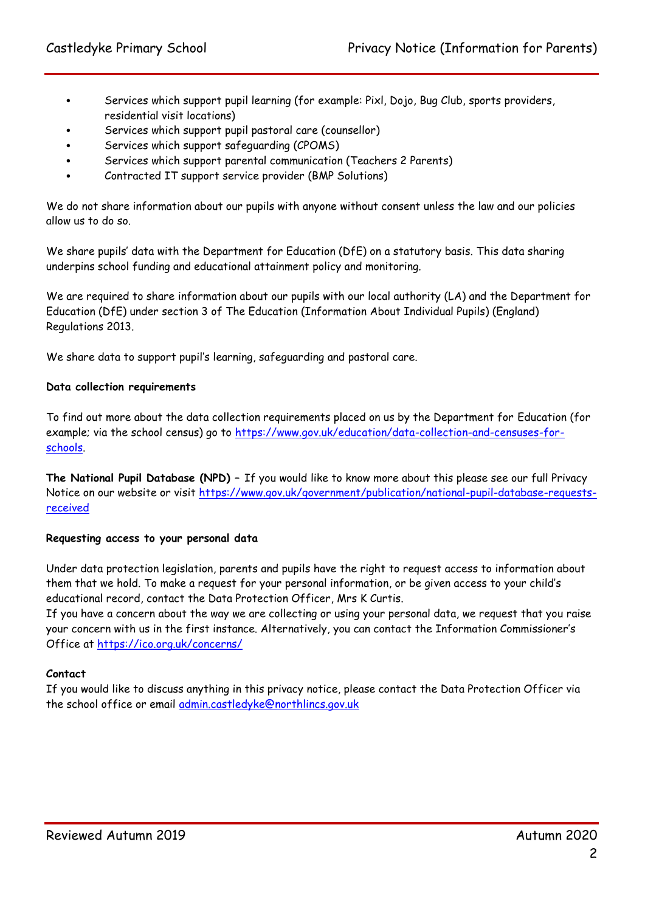- Services which support pupil learning (for example: Pixl, Dojo, Bug Club, sports providers, residential visit locations)
- Services which support pupil pastoral care (counsellor)
- Services which support safeguarding (CPOMS)
- Services which support parental communication (Teachers 2 Parents)
- Contracted IT support service provider (BMP Solutions)

We do not share information about our pupils with anyone without consent unless the law and our policies allow us to do so.

We share pupils' data with the Department for Education (DfE) on a statutory basis. This data sharing underpins school funding and educational attainment policy and monitoring.

We are required to share information about our pupils with our local authority (LA) and the Department for Education (DfE) under section 3 of The Education (Information About Individual Pupils) (England) Regulations 2013.

We share data to support pupil's learning, safeguarding and pastoral care.

**Data collection requirements**

To find out more about the data collection requirements placed on us by the Department for Education (for example; via the school census) go to [https://www.gov.uk/education/data-collection-and-censuses-for-schools](https://www.gov.uk/education/data-collection-and-censuses-for-schools).

**The National Pupil Database (NPD)** – If you would like to know more about this please see our full Privacy Notice on our website or visit [https://www.gov.uk/government/publication/national-pupil-database-requests-received](https://www.gov.uk/government/publication/national-pupil-database-requests-received)

**Requesting access to your personal data**

Under data protection legislation, parents and pupils have the right to request access to information about them that we hold. To make a request for your personal information, or be given access to your child's educational record, contact the Data Protection Officer, Mrs K Curtis.
If you have a concern about the way we are collecting or using your personal data, we request that you raise your concern with us in the first instance. Alternatively, you can contact the Information Commissioner's Office at [https://ico.org.uk/concerns/](https://ico.org.uk/concerns/)

**Contact**
If you would like to discuss anything in this privacy notice, please contact the Data Protection Officer via the school office or email [admin.castledyke@northlincs.gov.uk](mailto:admin.castledyke@northlincs.gov.uk)